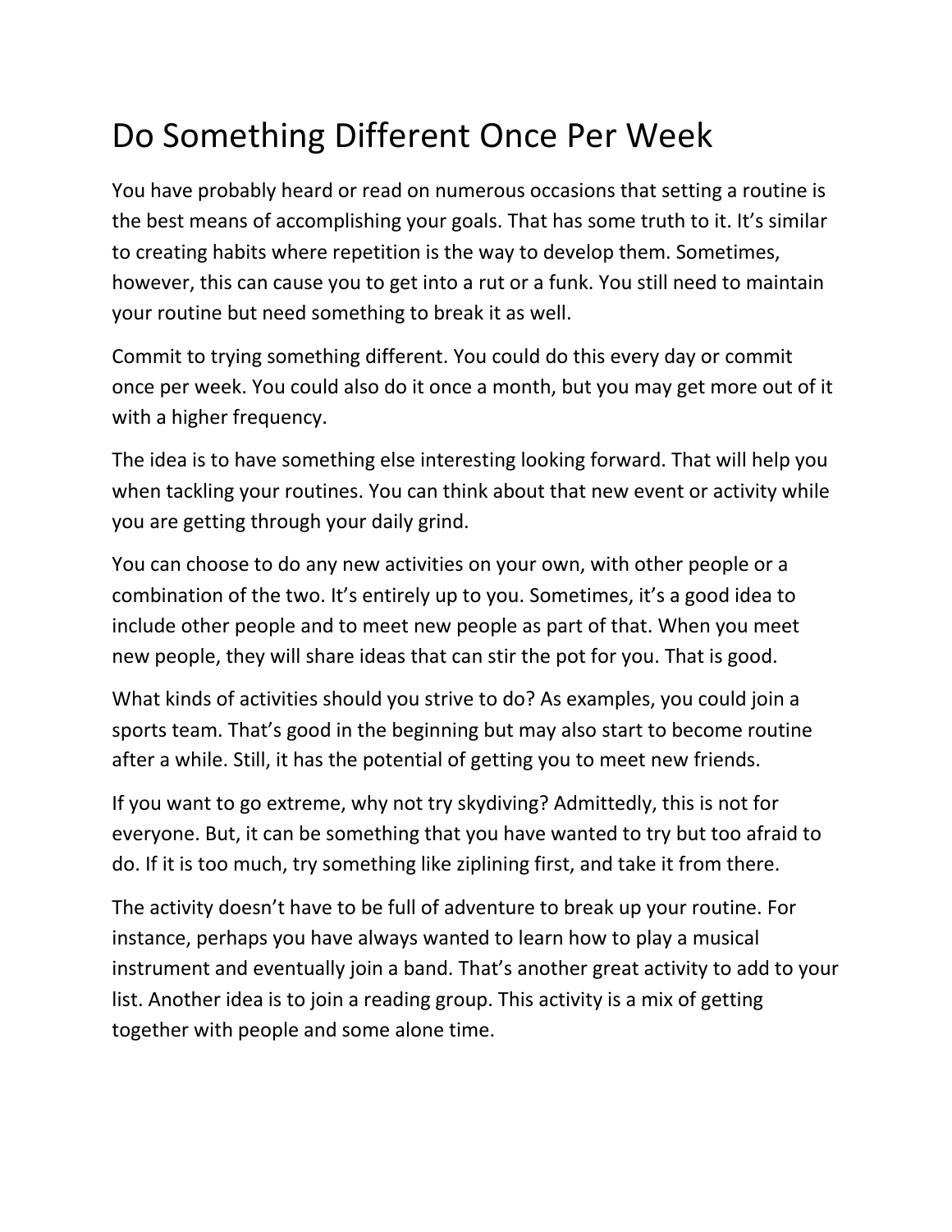# Do Something Different Once Per Week

You have probably heard or read on numerous occasions that setting a routine is the best means of accomplishing your goals. That has some truth to it. It's similar to creating habits where repetition is the way to develop them. Sometimes, however, this can cause you to get into a rut or a funk. You still need to maintain your routine but need something to break it as well.

Commit to trying something different. You could do this every day or commit once per week. You could also do it once a month, but you may get more out of it with a higher frequency.

The idea is to have something else interesting looking forward. That will help you when tackling your routines. You can think about that new event or activity while you are getting through your daily grind.

You can choose to do any new activities on your own, with other people or a combination of the two. It's entirely up to you. Sometimes, it's a good idea to include other people and to meet new people as part of that. When you meet new people, they will share ideas that can stir the pot for you. That is good.

What kinds of activities should you strive to do? As examples, you could join a sports team. That's good in the beginning but may also start to become routine after a while. Still, it has the potential of getting you to meet new friends.

If you want to go extreme, why not try skydiving? Admittedly, this is not for everyone. But, it can be something that you have wanted to try but too afraid to do. If it is too much, try something like ziplining first, and take it from there.

The activity doesn't have to be full of adventure to break up your routine. For instance, perhaps you have always wanted to learn how to play a musical instrument and eventually join a band. That's another great activity to add to your list. Another idea is to join a reading group. This activity is a mix of getting together with people and some alone time.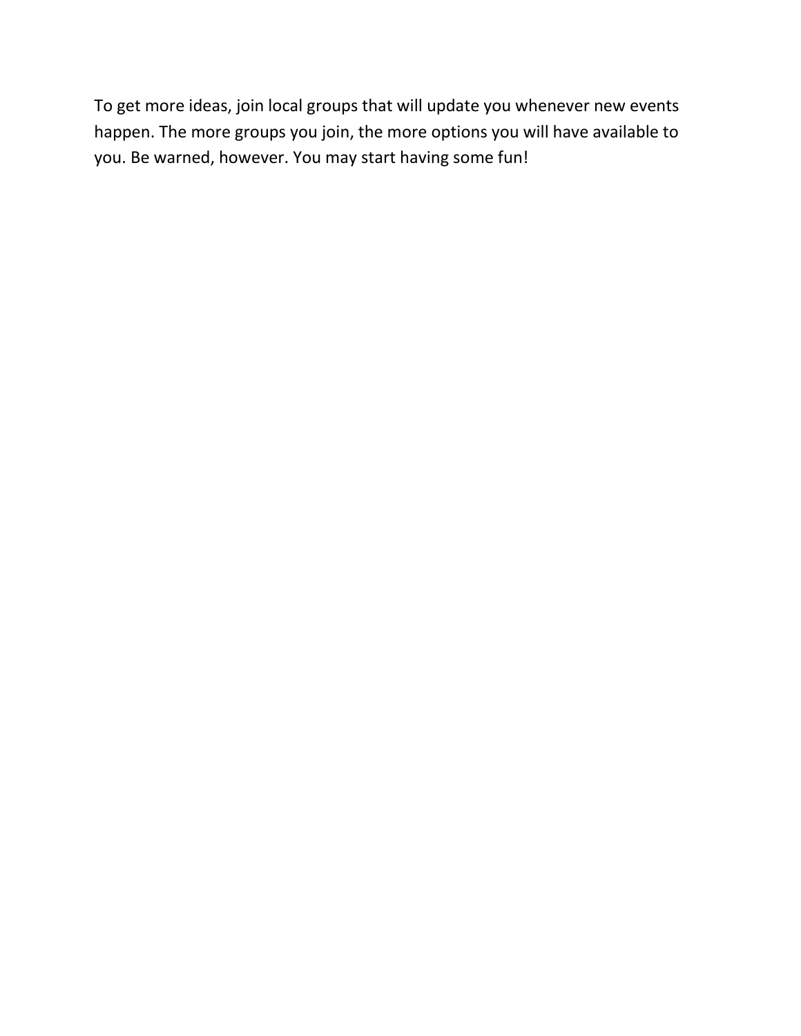To get more ideas, join local groups that will update you whenever new events happen. The more groups you join, the more options you will have available to you. Be warned, however. You may start having some fun!